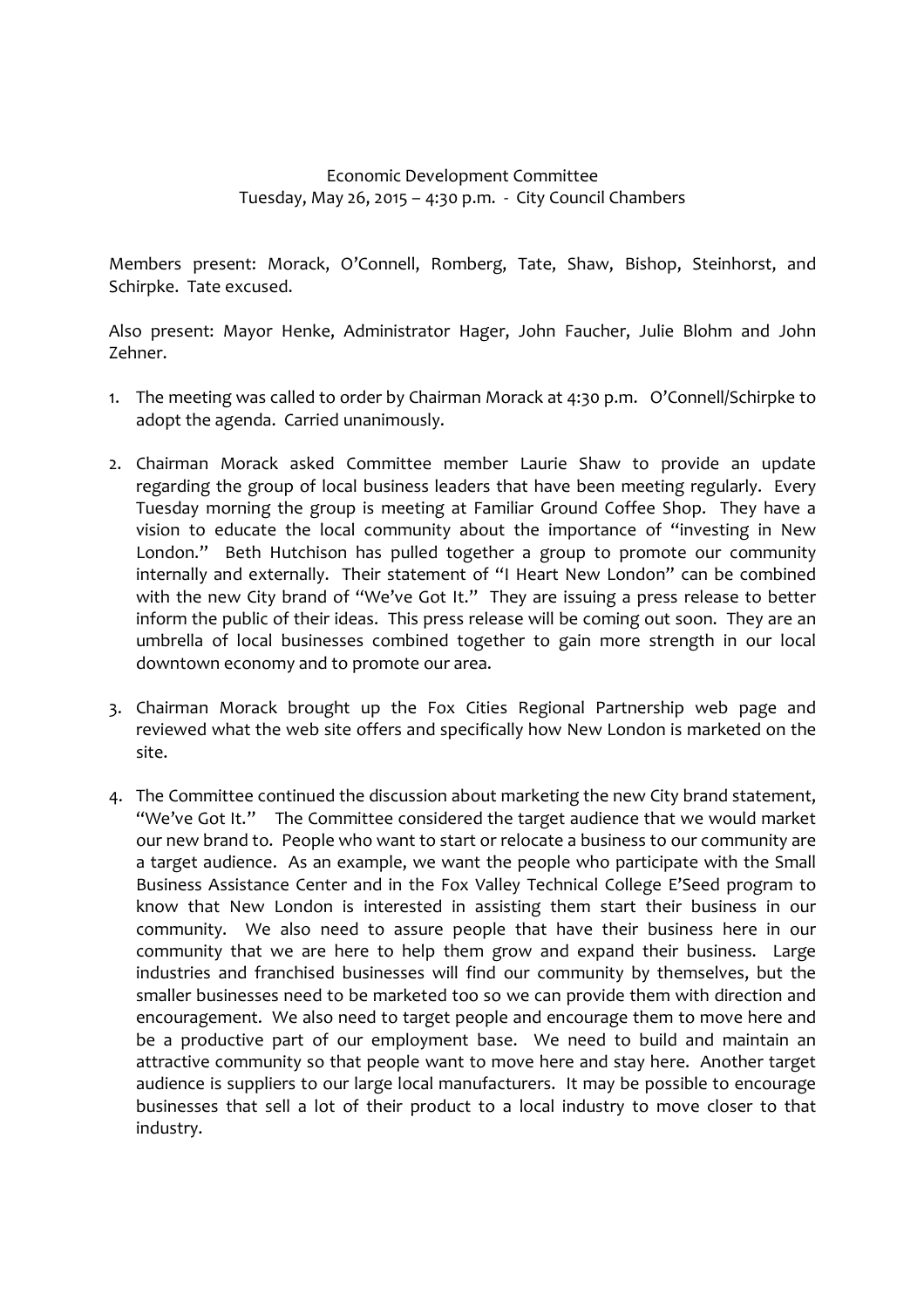Economic Development Committee
Tuesday, May 26, 2015 – 4:30 p.m. - City Council Chambers

Members present: Morack, O'Connell, Romberg, Tate, Shaw, Bishop, Steinhorst, and Schirpke. Tate excused.

Also present: Mayor Henke, Administrator Hager, John Faucher, Julie Blohm and John Zehner.

1. The meeting was called to order by Chairman Morack at 4:30 p.m. O'Connell/Schirpke to adopt the agenda. Carried unanimously.

2. Chairman Morack asked Committee member Laurie Shaw to provide an update regarding the group of local business leaders that have been meeting regularly. Every Tuesday morning the group is meeting at Familiar Ground Coffee Shop. They have a vision to educate the local community about the importance of "investing in New London." Beth Hutchison has pulled together a group to promote our community internally and externally. Their statement of "I Heart New London" can be combined with the new City brand of "We've Got It." They are issuing a press release to better inform the public of their ideas. This press release will be coming out soon. They are an umbrella of local businesses combined together to gain more strength in our local downtown economy and to promote our area.

3. Chairman Morack brought up the Fox Cities Regional Partnership web page and reviewed what the web site offers and specifically how New London is marketed on the site.

4. The Committee continued the discussion about marketing the new City brand statement, "We've Got It." The Committee considered the target audience that we would market our new brand to. People who want to start or relocate a business to our community are a target audience. As an example, we want the people who participate with the Small Business Assistance Center and in the Fox Valley Technical College E'Seed program to know that New London is interested in assisting them start their business in our community. We also need to assure people that have their business here in our community that we are here to help them grow and expand their business. Large industries and franchised businesses will find our community by themselves, but the smaller businesses need to be marketed too so we can provide them with direction and encouragement. We also need to target people and encourage them to move here and be a productive part of our employment base. We need to build and maintain an attractive community so that people want to move here and stay here. Another target audience is suppliers to our large local manufacturers. It may be possible to encourage businesses that sell a lot of their product to a local industry to move closer to that industry.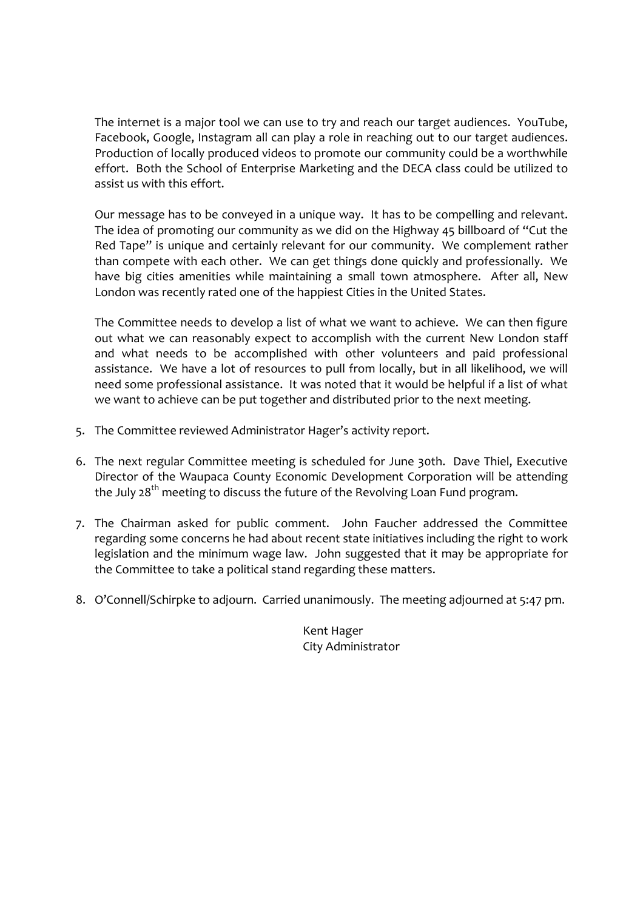The internet is a major tool we can use to try and reach our target audiences. YouTube, Facebook, Google, Instagram all can play a role in reaching out to our target audiences. Production of locally produced videos to promote our community could be a worthwhile effort. Both the School of Enterprise Marketing and the DECA class could be utilized to assist us with this effort.

Our message has to be conveyed in a unique way. It has to be compelling and relevant. The idea of promoting our community as we did on the Highway 45 billboard of "Cut the Red Tape" is unique and certainly relevant for our community. We complement rather than compete with each other. We can get things done quickly and professionally. We have big cities amenities while maintaining a small town atmosphere. After all, New London was recently rated one of the happiest Cities in the United States.

The Committee needs to develop a list of what we want to achieve. We can then figure out what we can reasonably expect to accomplish with the current New London staff and what needs to be accomplished with other volunteers and paid professional assistance. We have a lot of resources to pull from locally, but in all likelihood, we will need some professional assistance. It was noted that it would be helpful if a list of what we want to achieve can be put together and distributed prior to the next meeting.

5. The Committee reviewed Administrator Hager's activity report.

6. The next regular Committee meeting is scheduled for June 30th. Dave Thiel, Executive Director of the Waupaca County Economic Development Corporation will be attending the July 28th meeting to discuss the future of the Revolving Loan Fund program.

7. The Chairman asked for public comment. John Faucher addressed the Committee regarding some concerns he had about recent state initiatives including the right to work legislation and the minimum wage law. John suggested that it may be appropriate for the Committee to take a political stand regarding these matters.

8. O'Connell/Schirpke to adjourn. Carried unanimously. The meeting adjourned at 5:47 pm.

Kent Hager
City Administrator